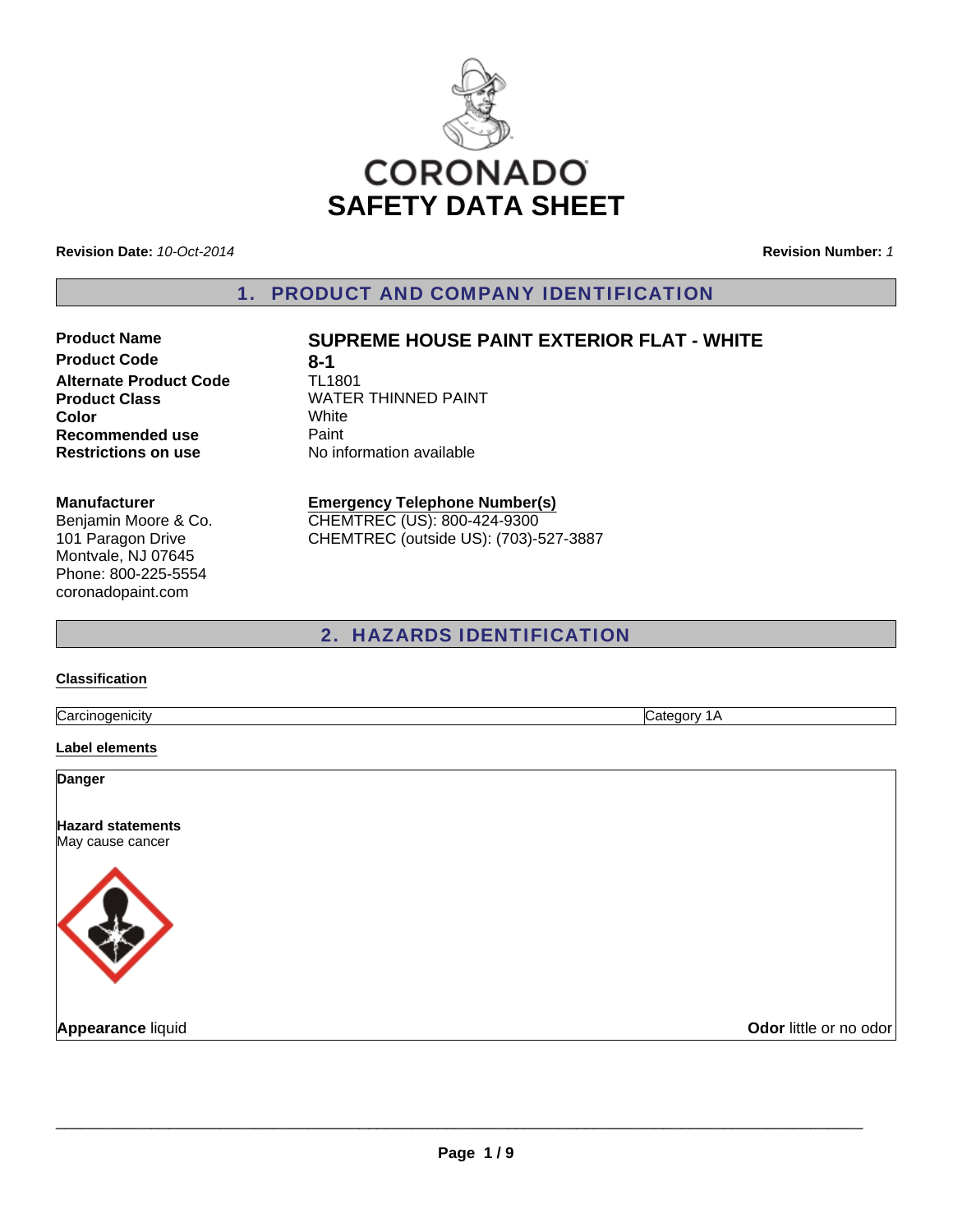# CORONADO
# SAFETY DATA SHEET

**Revision Date:** *10-Oct-2014*

**Revision Number:** *1*

## 1. PRODUCT AND COMPANY IDENTIFICATION

| | |
|---|---|
| **Product Name** | **SUPREME HOUSE PAINT EXTERIOR FLAT - WHITE** |
| **Product Code** | **8-1** |
| **Alternate Product Code** | TL1801 |
| **Product Class** | WATER THINNED PAINT |
| **Color** | White |
| **Recommended use** | Paint |
| **Restrictions on use** | No information available |

**Manufacturer**
Benjamin Moore & Co.
101 Paragon Drive
Montvale, NJ 07645
Phone: 800-225-5554
coronadopaint.com

**Emergency Telephone Number(s)**
CHEMTREC (US): 800-424-9300
CHEMTREC (outside US): (703)-527-3887

## 2. HAZARDS IDENTIFICATION

**Classification**

| | |
|---|---|
| Carcinogenicity | Category 1A |

**Label elements**

**Danger**

**Hazard statements**
May cause cancer

**Appearance** liquid

**Odor** little or no odor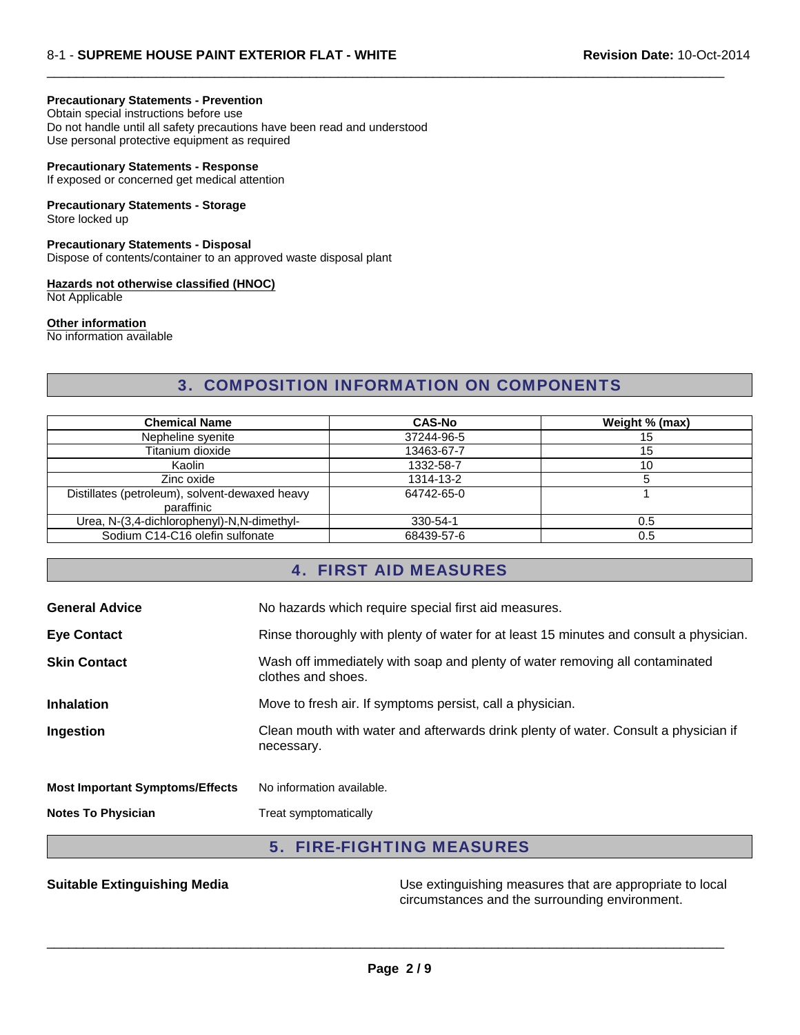**Precautionary Statements - Prevention**
Obtain special instructions before use
Do not handle until all safety precautions have been read and understood
Use personal protective equipment as required

**Precautionary Statements - Response**
If exposed or concerned get medical attention

**Precautionary Statements - Storage**
Store locked up

**Precautionary Statements - Disposal**
Dispose of contents/container to an approved waste disposal plant

**Hazards not otherwise classified (HNOC)**
Not Applicable

**Other information**
No information available

## 3. COMPOSITION INFORMATION ON COMPONENTS

| Chemical Name | CAS-No | Weight % (max) |
|---|---|---|
| Nepheline syenite | 37244-96-5 | 15 |
| Titanium dioxide | 13463-67-7 | 15 |
| Kaolin | 1332-58-7 | 10 |
| Zinc oxide | 1314-13-2 | 5 |
| Distillates (petroleum), solvent-dewaxed heavy paraffinic | 64742-65-0 | 1 |
| Urea, N-(3,4-dichlorophenyl)-N,N-dimethyl- | 330-54-1 | 0.5 |
| Sodium C14-C16 olefin sulfonate | 68439-57-6 | 0.5 |

## 4. FIRST AID MEASURES

**General Advice** No hazards which require special first aid measures.

**Eye Contact** Rinse thoroughly with plenty of water for at least 15 minutes and consult a physician.

**Skin Contact** Wash off immediately with soap and plenty of water removing all contaminated clothes and shoes.

**Inhalation** Move to fresh air. If symptoms persist, call a physician.

**Ingestion** Clean mouth with water and afterwards drink plenty of water. Consult a physician if necessary.

**Most Important Symptoms/Effects** No information available.

**Notes To Physician** Treat symptomatically

## 5. FIRE-FIGHTING MEASURES

**Suitable Extinguishing Media** Use extinguishing measures that are appropriate to local circumstances and the surrounding environment.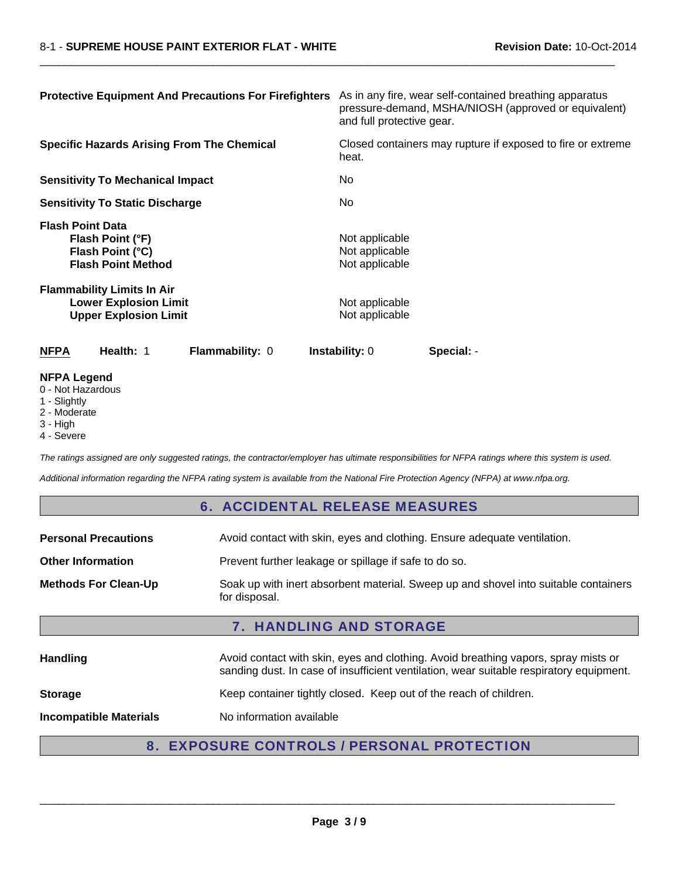**Protective Equipment And Precautions For Firefighters** As in any fire, wear self-contained breathing apparatus pressure-demand, MSHA/NIOSH (approved or equivalent) and full protective gear.

**Specific Hazards Arising From The Chemical** Closed containers may rupture if exposed to fire or extreme heat.

**Sensitivity To Mechanical Impact** No

**Sensitivity To Static Discharge** No

**Flash Point Data**

| | |
|---|---|
| **Flash Point (°F)** | Not applicable |
| **Flash Point (°C)** | Not applicable |
| **Flash Point Method** | Not applicable |

**Flammability Limits In Air**

| | |
|---|---|
| **Lower Explosion Limit** | Not applicable |
| **Upper Explosion Limit** | Not applicable |

| **NFPA** | **Health:** 1 | **Flammability:** 0 | **Instability:** 0 | **Special:** - |
|---|---|---|---|---|

**NFPA Legend**
0 - Not Hazardous
1 - Slightly
2 - Moderate
3 - High
4 - Severe

*The ratings assigned are only suggested ratings, the contractor/employer has ultimate responsibilities for NFPA ratings where this system is used.*

*Additional information regarding the NFPA rating system is available from the National Fire Protection Agency (NFPA) at www.nfpa.org.*

## 6. ACCIDENTAL RELEASE MEASURES

**Personal Precautions** Avoid contact with skin, eyes and clothing. Ensure adequate ventilation.

**Other Information** Prevent further leakage or spillage if safe to do so.

**Methods For Clean-Up** Soak up with inert absorbent material. Sweep up and shovel into suitable containers for disposal.

## 7. HANDLING AND STORAGE

**Handling** Avoid contact with skin, eyes and clothing. Avoid breathing vapors, spray mists or sanding dust. In case of insufficient ventilation, wear suitable respiratory equipment.

**Storage** Keep container tightly closed. Keep out of the reach of children.

**Incompatible Materials** No information available

## 8. EXPOSURE CONTROLS / PERSONAL PROTECTION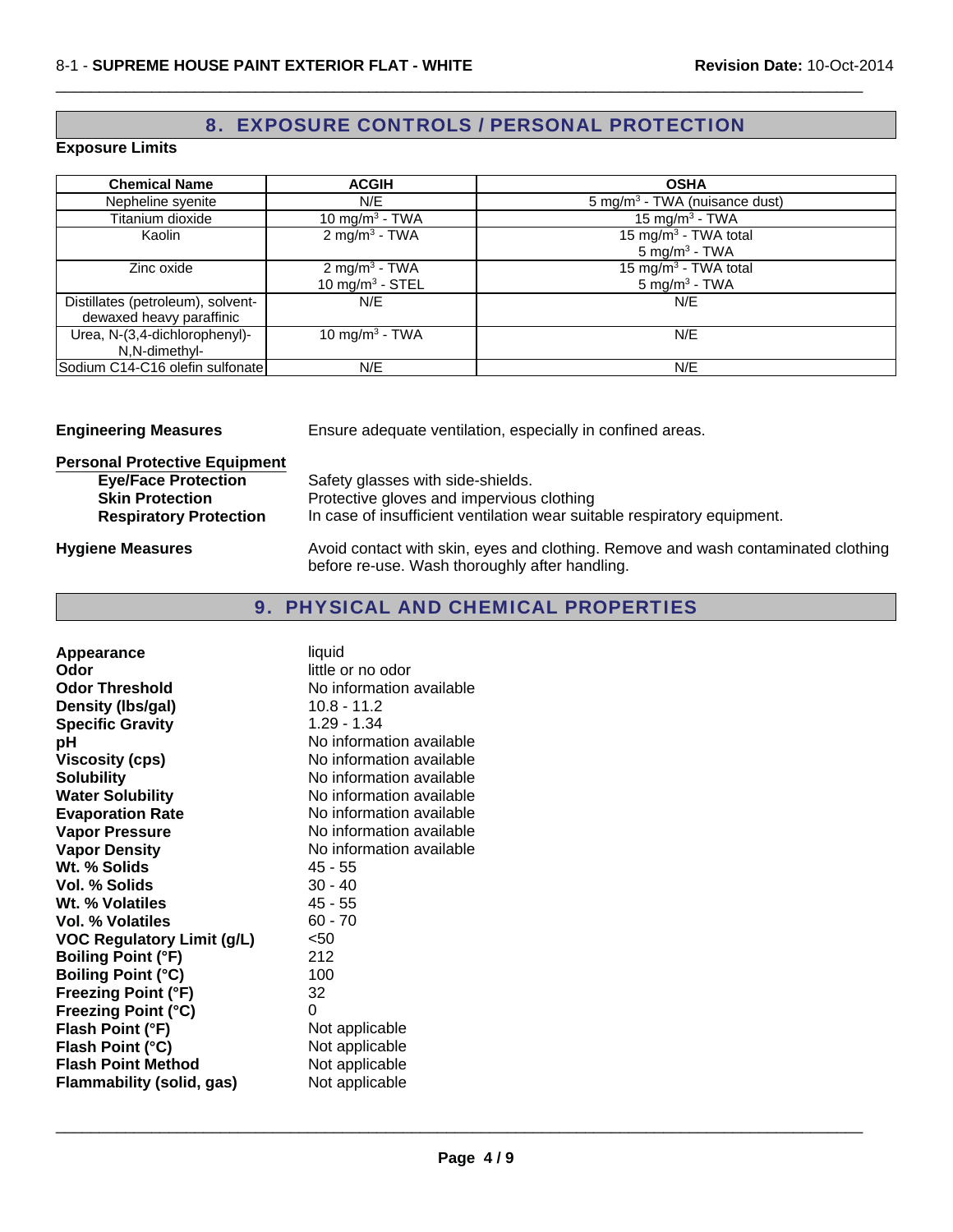## 8. EXPOSURE CONTROLS / PERSONAL PROTECTION

**Exposure Limits**

| Chemical Name | ACGIH | OSHA |
|---|---|---|
| Nepheline syenite | N/E | 5 mg/m$^3$ - TWA (nuisance dust) |
| Titanium dioxide | 10 mg/m$^3$ - TWA | 15 mg/m$^3$ - TWA |
| Kaolin | 2 mg/m$^3$ - TWA | 15 mg/m$^3$ - TWA total<br>5 mg/m$^3$ - TWA |
| Zinc oxide | 2 mg/m$^3$ - TWA<br>10 mg/m$^3$ - STEL | 15 mg/m$^3$ - TWA total<br>5 mg/m$^3$ - TWA |
| Distillates (petroleum), solvent-dewaxed heavy paraffinic | N/E | N/E |
| Urea, N-(3,4-dichlorophenyl)-N,N-dimethyl- | 10 mg/m$^3$ - TWA | N/E |
| Sodium C14-C16 olefin sulfonate | N/E | N/E |

**Engineering Measures** Ensure adequate ventilation, especially in confined areas.

**Personal Protective Equipment**

- **Eye/Face Protection** Safety glasses with side-shields.
- **Skin Protection** Protective gloves and impervious clothing
- **Respiratory Protection** In case of insufficient ventilation wear suitable respiratory equipment.

**Hygiene Measures** Avoid contact with skin, eyes and clothing. Remove and wash contaminated clothing before re-use. Wash thoroughly after handling.

## 9. PHYSICAL AND CHEMICAL PROPERTIES

| | |
|---|---|
| **Appearance** | liquid |
| **Odor** | little or no odor |
| **Odor Threshold** | No information available |
| **Density (lbs/gal)** | 10.8 - 11.2 |
| **Specific Gravity** | 1.29 - 1.34 |
| **pH** | No information available |
| **Viscosity (cps)** | No information available |
| **Solubility** | No information available |
| **Water Solubility** | No information available |
| **Evaporation Rate** | No information available |
| **Vapor Pressure** | No information available |
| **Vapor Density** | No information available |
| **Wt. % Solids** | 45 - 55 |
| **Vol. % Solids** | 30 - 40 |
| **Wt. % Volatiles** | 45 - 55 |
| **Vol. % Volatiles** | 60 - 70 |
| **VOC Regulatory Limit (g/L)** | <50 |
| **Boiling Point (°F)** | 212 |
| **Boiling Point (°C)** | 100 |
| **Freezing Point (°F)** | 32 |
| **Freezing Point (°C)** | 0 |
| **Flash Point (°F)** | Not applicable |
| **Flash Point (°C)** | Not applicable |
| **Flash Point Method** | Not applicable |
| **Flammability (solid, gas)** | Not applicable |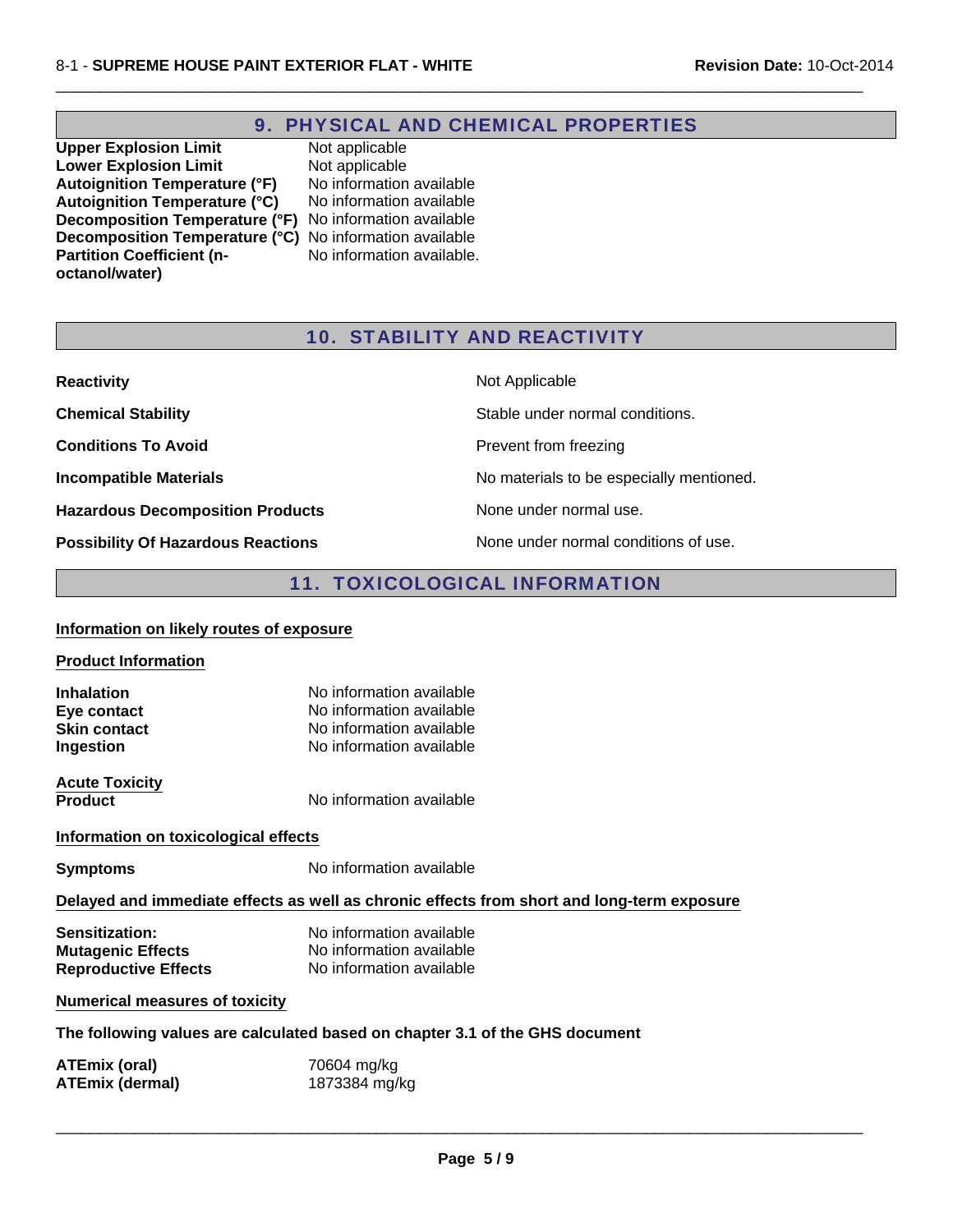## 9. PHYSICAL AND CHEMICAL PROPERTIES

| | |
|---|---|
| **Upper Explosion Limit** | Not applicable |
| **Lower Explosion Limit** | Not applicable |
| **Autoignition Temperature (°F)** | No information available |
| **Autoignition Temperature (°C)** | No information available |
| **Decomposition Temperature (°F)** | No information available |
| **Decomposition Temperature (°C)** | No information available |
| **Partition Coefficient (n-octanol/water)** | No information available. |

## 10. STABILITY AND REACTIVITY

| | |
|---|---|
| **Reactivity** | Not Applicable |
| **Chemical Stability** | Stable under normal conditions. |
| **Conditions To Avoid** | Prevent from freezing |
| **Incompatible Materials** | No materials to be especially mentioned. |
| **Hazardous Decomposition Products** | None under normal use. |
| **Possibility Of Hazardous Reactions** | None under normal conditions of use. |

## 11. TOXICOLOGICAL INFORMATION

### Information on likely routes of exposure

#### Product Information

| | |
|---|---|
| **Inhalation** | No information available |
| **Eye contact** | No information available |
| **Skin contact** | No information available |
| **Ingestion** | No information available |

#### Acute Toxicity

| | |
|---|---|
| **Product** | No information available |

### Information on toxicological effects

| | |
|---|---|
| **Symptoms** | No information available |

### Delayed and immediate effects as well as chronic effects from short and long-term exposure

| | |
|---|---|
| **Sensitization:** | No information available |
| **Mutagenic Effects** | No information available |
| **Reproductive Effects** | No information available |

### Numerical measures of toxicity

**The following values are calculated based on chapter 3.1 of the GHS document**

| | |
|---|---|
| **ATEmix (oral)** | 70604 mg/kg |
| **ATEmix (dermal)** | 1873384 mg/kg |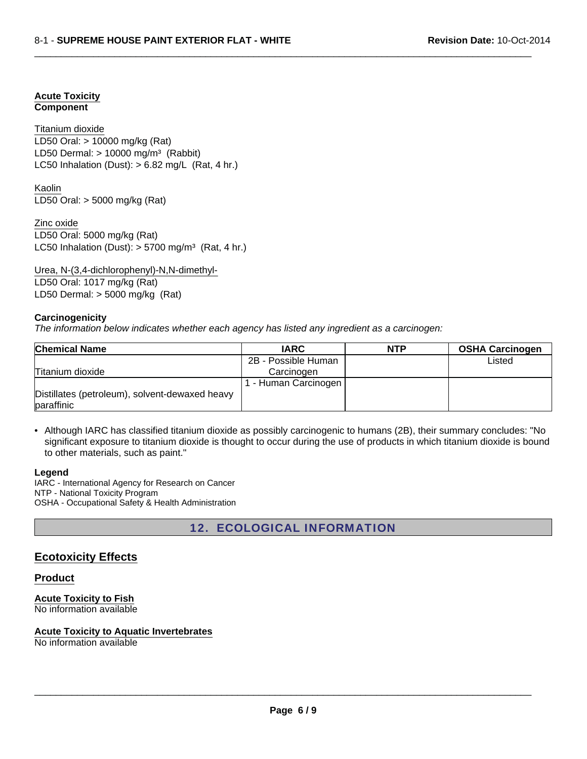**Acute Toxicity**
**Component**

Titanium dioxide
LD50 Oral: > 10000 mg/kg (Rat)
LD50 Dermal: > 10000 mg/m³ (Rabbit)
LC50 Inhalation (Dust): > 6.82 mg/L (Rat, 4 hr.)

Kaolin
LD50 Oral: > 5000 mg/kg (Rat)

Zinc oxide
LD50 Oral: 5000 mg/kg (Rat)
LC50 Inhalation (Dust): > 5700 mg/m³ (Rat, 4 hr.)

Urea, N-(3,4-dichlorophenyl)-N,N-dimethyl-
LD50 Oral: 1017 mg/kg (Rat)
LD50 Dermal: > 5000 mg/kg (Rat)

**Carcinogenicity**

*The information below indicates whether each agency has listed any ingredient as a carcinogen:*

| Chemical Name | IARC | NTP | OSHA Carcinogen |
|---|---|---|---|
| Titanium dioxide | 2B - Possible Human Carcinogen | | Listed |
| Distillates (petroleum), solvent-dewaxed heavy paraffinic | 1 - Human Carcinogen | | |

- Although IARC has classified titanium dioxide as possibly carcinogenic to humans (2B), their summary concludes: "No significant exposure to titanium dioxide is thought to occur during the use of products in which titanium dioxide is bound to other materials, such as paint."

**Legend**
IARC - International Agency for Research on Cancer
NTP - National Toxicity Program
OSHA - Occupational Safety & Health Administration

## 12. ECOLOGICAL INFORMATION

## Ecotoxicity Effects

### Product

**Acute Toxicity to Fish**
No information available

**Acute Toxicity to Aquatic Invertebrates**
No information available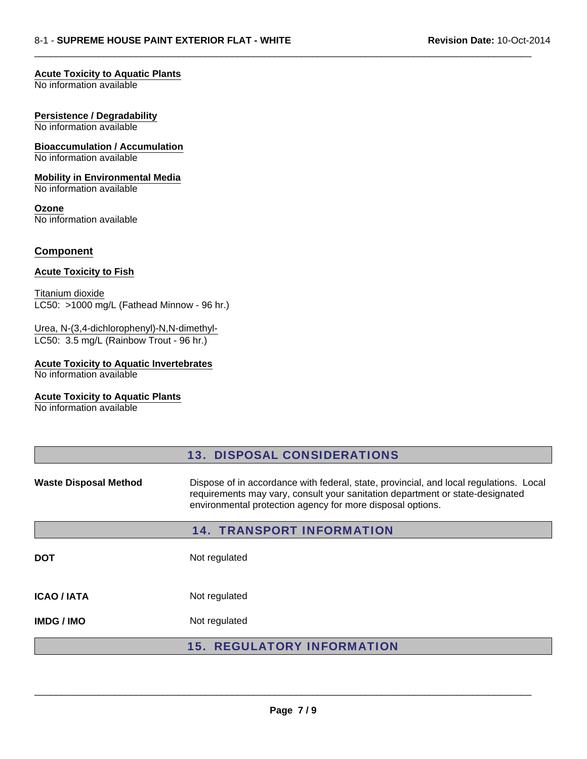**Acute Toxicity to Aquatic Plants**
No information available

**Persistence / Degradability**
No information available

**Bioaccumulation / Accumulation**
No information available

**Mobility in Environmental Media**
No information available

**Ozone**
No information available

**Component**

**Acute Toxicity to Fish**

Titanium dioxide
LC50: >1000 mg/L (Fathead Minnow - 96 hr.)

Urea, N-(3,4-dichlorophenyl)-N,N-dimethyl-
LC50: 3.5 mg/L (Rainbow Trout - 96 hr.)

**Acute Toxicity to Aquatic Invertebrates**
No information available

**Acute Toxicity to Aquatic Plants**
No information available

## 13. DISPOSAL CONSIDERATIONS

**Waste Disposal Method** Dispose of in accordance with federal, state, provincial, and local regulations. Local requirements may vary, consult your sanitation department or state-designated environmental protection agency for more disposal options.

## 14. TRANSPORT INFORMATION

**DOT** Not regulated

**ICAO / IATA** Not regulated

**IMDG / IMO** Not regulated

## 15. REGULATORY INFORMATION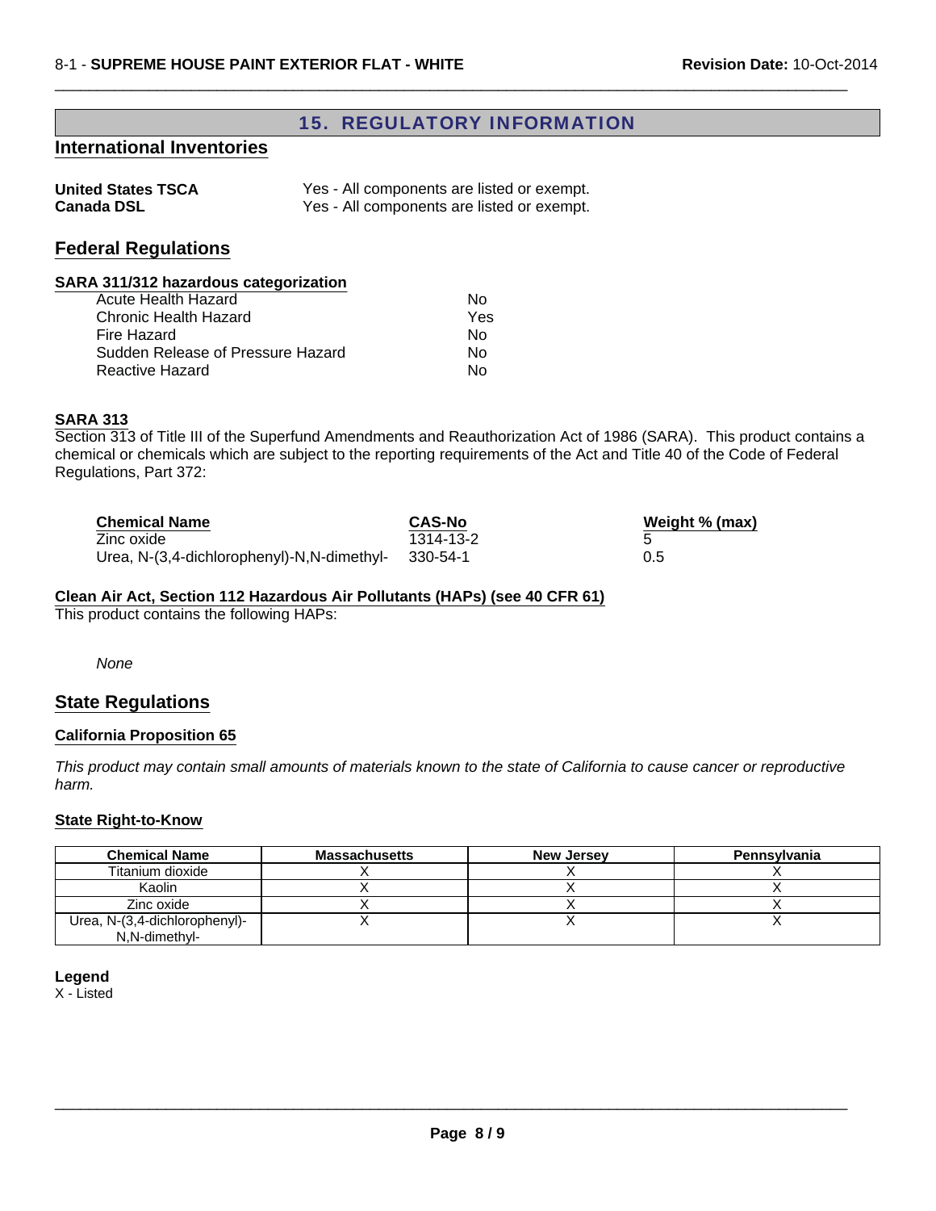## 15. REGULATORY INFORMATION

### International Inventories

| | |
|---|---|
| **United States TSCA** | Yes - All components are listed or exempt. |
| **Canada DSL** | Yes - All components are listed or exempt. |

### Federal Regulations

**SARA 311/312 hazardous categorization**

| | |
|---|---|
| Acute Health Hazard | No |
| Chronic Health Hazard | Yes |
| Fire Hazard | No |
| Sudden Release of Pressure Hazard | No |
| Reactive Hazard | No |

**SARA 313**

Section 313 of Title III of the Superfund Amendments and Reauthorization Act of 1986 (SARA). This product contains a chemical or chemicals which are subject to the reporting requirements of the Act and Title 40 of the Code of Federal Regulations, Part 372:

| Chemical Name | CAS-No | Weight % (max) |
|---|---|---|
| Zinc oxide | 1314-13-2 | 5 |
| Urea, N-(3,4-dichlorophenyl)-N,N-dimethyl- | 330-54-1 | 0.5 |

**Clean Air Act, Section 112 Hazardous Air Pollutants (HAPs) (see 40 CFR 61)**

This product contains the following HAPs:

*None*

### State Regulations

**California Proposition 65**

*This product may contain small amounts of materials known to the state of California to cause cancer or reproductive harm.*

**State Right-to-Know**

| Chemical Name | Massachusetts | New Jersey | Pennsylvania |
|---|---|---|---|
| Titanium dioxide | X | X | X |
| Kaolin | X | X | X |
| Zinc oxide | X | X | X |
| Urea, N-(3,4-dichlorophenyl)-N,N-dimethyl- | X | X | X |

**Legend**

X - Listed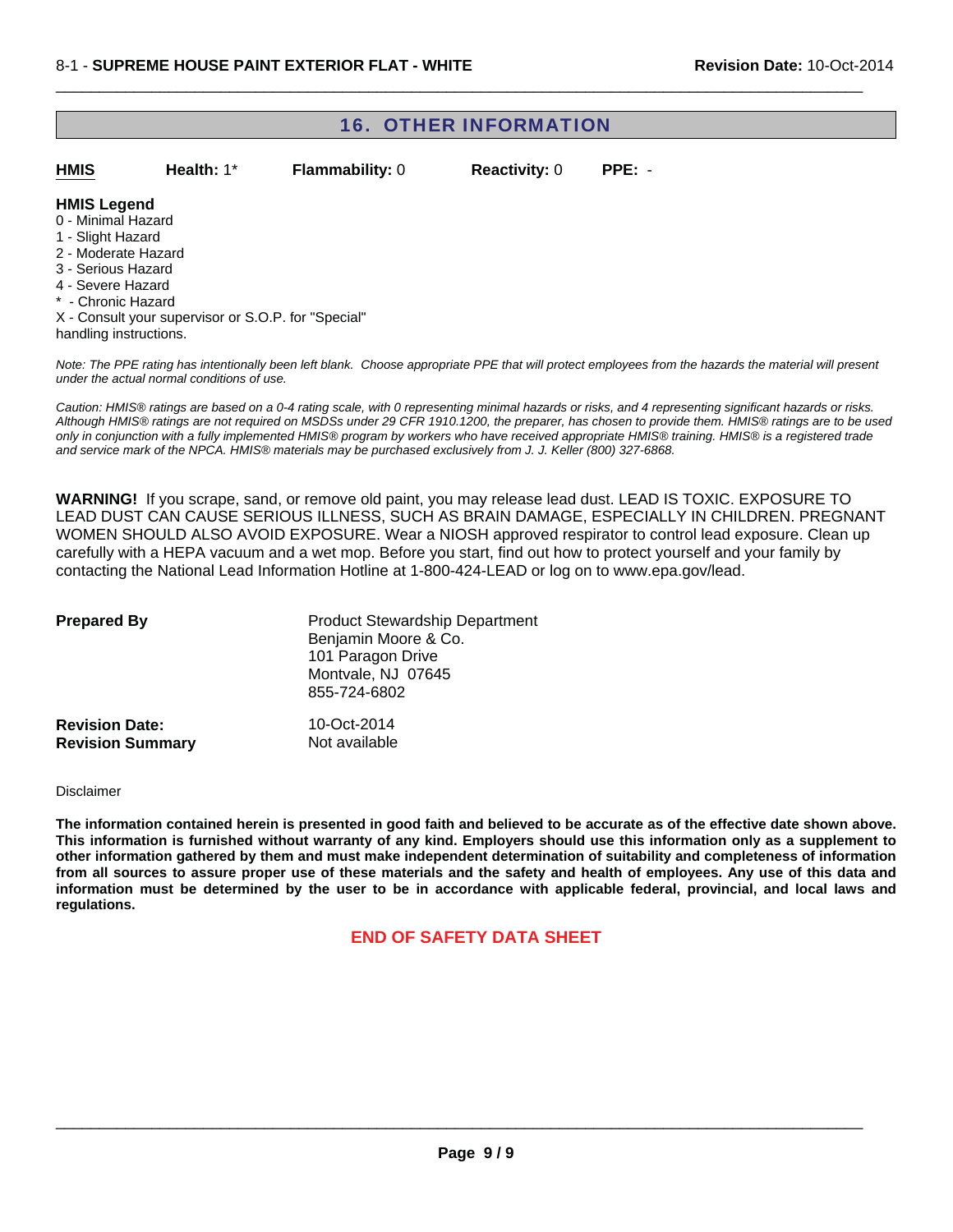## 16. OTHER INFORMATION

| **HMIS** | **Health:** 1* | **Flammability:** 0 | **Reactivity:** 0 | **PPE:** - |
|---|---|---|---|---|

**HMIS Legend**

0 - Minimal Hazard
1 - Slight Hazard
2 - Moderate Hazard
3 - Serious Hazard
4 - Severe Hazard
* - Chronic Hazard
X - Consult your supervisor or S.O.P. for "Special" handling instructions.

*Note: The PPE rating has intentionally been left blank. Choose appropriate PPE that will protect employees from the hazards the material will present under the actual normal conditions of use.*

*Caution: HMIS® ratings are based on a 0-4 rating scale, with 0 representing minimal hazards or risks, and 4 representing significant hazards or risks. Although HMIS® ratings are not required on MSDSs under 29 CFR 1910.1200, the preparer, has chosen to provide them. HMIS® ratings are to be used only in conjunction with a fully implemented HMIS® program by workers who have received appropriate HMIS® training. HMIS® is a registered trade and service mark of the NPCA. HMIS® materials may be purchased exclusively from J. J. Keller (800) 327-6868.*

**WARNING!** If you scrape, sand, or remove old paint, you may release lead dust. LEAD IS TOXIC. EXPOSURE TO LEAD DUST CAN CAUSE SERIOUS ILLNESS, SUCH AS BRAIN DAMAGE, ESPECIALLY IN CHILDREN. PREGNANT WOMEN SHOULD ALSO AVOID EXPOSURE. Wear a NIOSH approved respirator to control lead exposure. Clean up carefully with a HEPA vacuum and a wet mop. Before you start, find out how to protect yourself and your family by contacting the National Lead Information Hotline at 1-800-424-LEAD or log on to www.epa.gov/lead.

**Prepared By**

Product Stewardship Department
Benjamin Moore & Co.
101 Paragon Drive
Montvale, NJ 07645
855-724-6802

**Revision Date:** 10-Oct-2014
**Revision Summary** Not available

Disclaimer

**The information contained herein is presented in good faith and believed to be accurate as of the effective date shown above. This information is furnished without warranty of any kind. Employers should use this information only as a supplement to other information gathered by them and must make independent determination of suitability and completeness of information from all sources to assure proper use of these materials and the safety and health of employees. Any use of this data and information must be determined by the user to be in accordance with applicable federal, provincial, and local laws and regulations.**

**END OF SAFETY DATA SHEET**